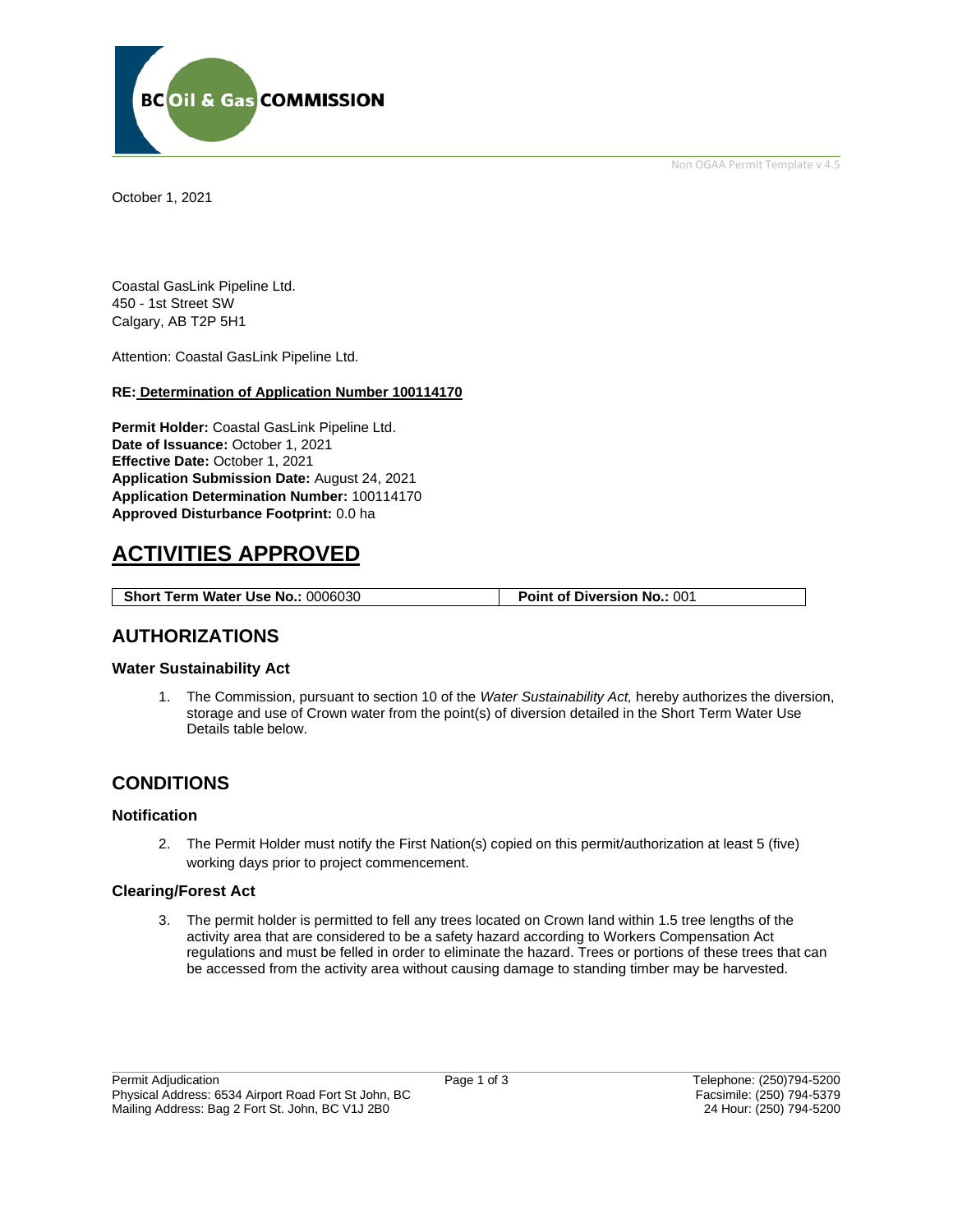Non OGAA Permit Template v 4.5

October 1, 2021

Coastal GasLink Pipeline Ltd.
450 - 1st Street SW
Calgary, AB T2P 5H1

Attention: Coastal GasLink Pipeline Ltd.

**RE: Determination of Application Number 100114170**

**Permit Holder:** Coastal GasLink Pipeline Ltd.
**Date of Issuance:** October 1, 2021
**Effective Date:** October 1, 2021
**Application Submission Date:** August 24, 2021
**Application Determination Number:** 100114170
**Approved Disturbance Footprint:** 0.0 ha

# ACTIVITIES APPROVED

| **Short Term Water Use No.:** 0006030 | **Point of Diversion No.:** 001 |
|---|---|

## AUTHORIZATIONS

### Water Sustainability Act

1. The Commission, pursuant to section 10 of the *Water Sustainability Act,* hereby authorizes the diversion, storage and use of Crown water from the point(s) of diversion detailed in the Short Term Water Use Details table below.

## CONDITIONS

### Notification

2. The Permit Holder must notify the First Nation(s) copied on this permit/authorization at least 5 (five) working days prior to project commencement.

### Clearing/Forest Act

3. The permit holder is permitted to fell any trees located on Crown land within 1.5 tree lengths of the activity area that are considered to be a safety hazard according to Workers Compensation Act regulations and must be felled in order to eliminate the hazard. Trees or portions of these trees that can be accessed from the activity area without causing damage to standing timber may be harvested.

Permit Adjudication
Physical Address: 6534 Airport Road Fort St John, BC
Mailing Address: Bag 2 Fort St. John, BC V1J 2B0

Telephone: (250)794-5200
Facsimile: (250) 794-5379
24 Hour: (250) 794-5200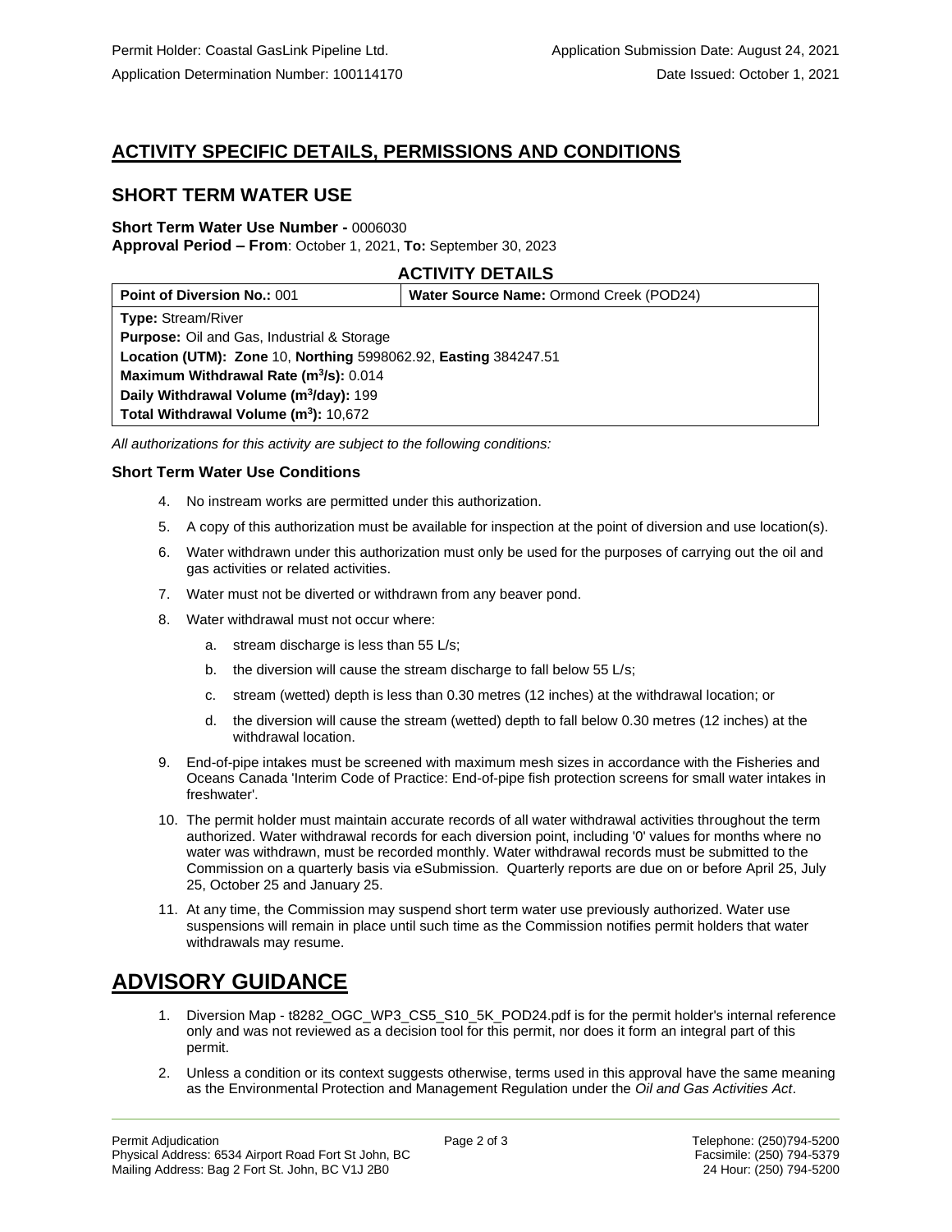Permit Holder: Coastal GasLink Pipeline Ltd.
Application Determination Number: 100114170

Application Submission Date: August 24, 2021
Date Issued: October 1, 2021

## ACTIVITY SPECIFIC DETAILS, PERMISSIONS AND CONDITIONS

## SHORT TERM WATER USE

**Short Term Water Use Number -** 0006030
**Approval Period – From**: October 1, 2021, **To:** September 30, 2023

### ACTIVITY DETAILS

| **Point of Diversion No.:** 001 | **Water Source Name:** Ormond Creek (POD24) |
|---|---|
| **Type:** Stream/River | |
| **Purpose:** Oil and Gas, Industrial & Storage | |
| **Location (UTM): Zone** 10, **Northing** 5998062.92, **Easting** 384247.51 | |
| **Maximum Withdrawal Rate ($m^3/s$):** 0.014 | |
| **Daily Withdrawal Volume ($m^3/day$):** 199 | |
| **Total Withdrawal Volume ($m^3$):** 10,672 | |

*All authorizations for this activity are subject to the following conditions:*

### Short Term Water Use Conditions

4. No instream works are permitted under this authorization.
5. A copy of this authorization must be available for inspection at the point of diversion and use location(s).
6. Water withdrawn under this authorization must only be used for the purposes of carrying out the oil and gas activities or related activities.
7. Water must not be diverted or withdrawn from any beaver pond.
8. Water withdrawal must not occur where:
   a. stream discharge is less than 55 L/s;
   b. the diversion will cause the stream discharge to fall below 55 L/s;
   c. stream (wetted) depth is less than 0.30 metres (12 inches) at the withdrawal location; or
   d. the diversion will cause the stream (wetted) depth to fall below 0.30 metres (12 inches) at the withdrawal location.
9. End-of-pipe intakes must be screened with maximum mesh sizes in accordance with the Fisheries and Oceans Canada 'Interim Code of Practice: End-of-pipe fish protection screens for small water intakes in freshwater'.
10. The permit holder must maintain accurate records of all water withdrawal activities throughout the term authorized. Water withdrawal records for each diversion point, including '0' values for months where no water was withdrawn, must be recorded monthly. Water withdrawal records must be submitted to the Commission on a quarterly basis via eSubmission. Quarterly reports are due on or before April 25, July 25, October 25 and January 25.
11. At any time, the Commission may suspend short term water use previously authorized. Water use suspensions will remain in place until such time as the Commission notifies permit holders that water withdrawals may resume.

# ADVISORY GUIDANCE

1. Diversion Map - t8282_OGC_WP3_CS5_S10_5K_POD24.pdf is for the permit holder's internal reference only and was not reviewed as a decision tool for this permit, nor does it form an integral part of this permit.
2. Unless a condition or its context suggests otherwise, terms used in this approval have the same meaning as the Environmental Protection and Management Regulation under the *Oil and Gas Activities Act*.

Permit Adjudication
Physical Address: 6534 Airport Road Fort St John, BC
Mailing Address: Bag 2 Fort St. John, BC V1J 2B0

Telephone: (250)794-5200
Facsimile: (250) 794-5379
24 Hour: (250) 794-5200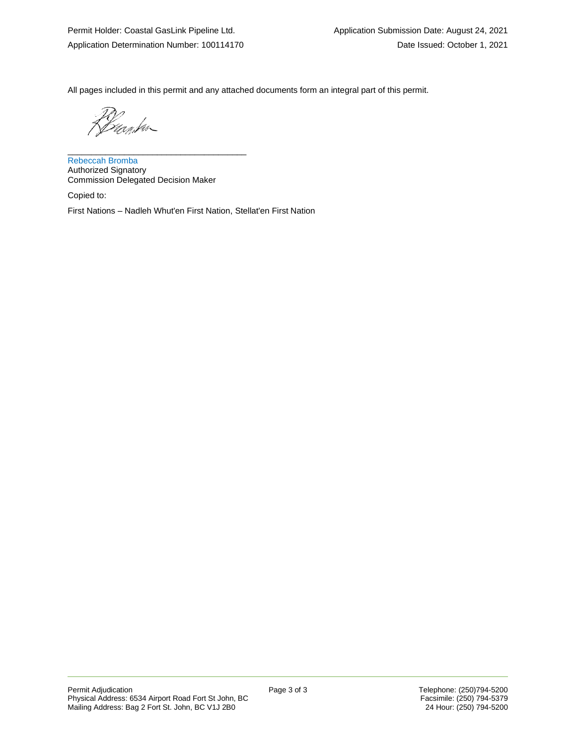All pages included in this permit and any attached documents form an integral part of this permit.

\_\_\_\_\_\_\_\_\_\_\_\_\_\_\_\_\_\_\_\_\_\_\_\_\_\_\_\_\_\_\_\_\_\_\_\_\_\_

Rebeccah Bromba
Authorized Signatory
Commission Delegated Decision Maker

Copied to:

First Nations – Nadleh Whut'en First Nation, Stellat'en First Nation